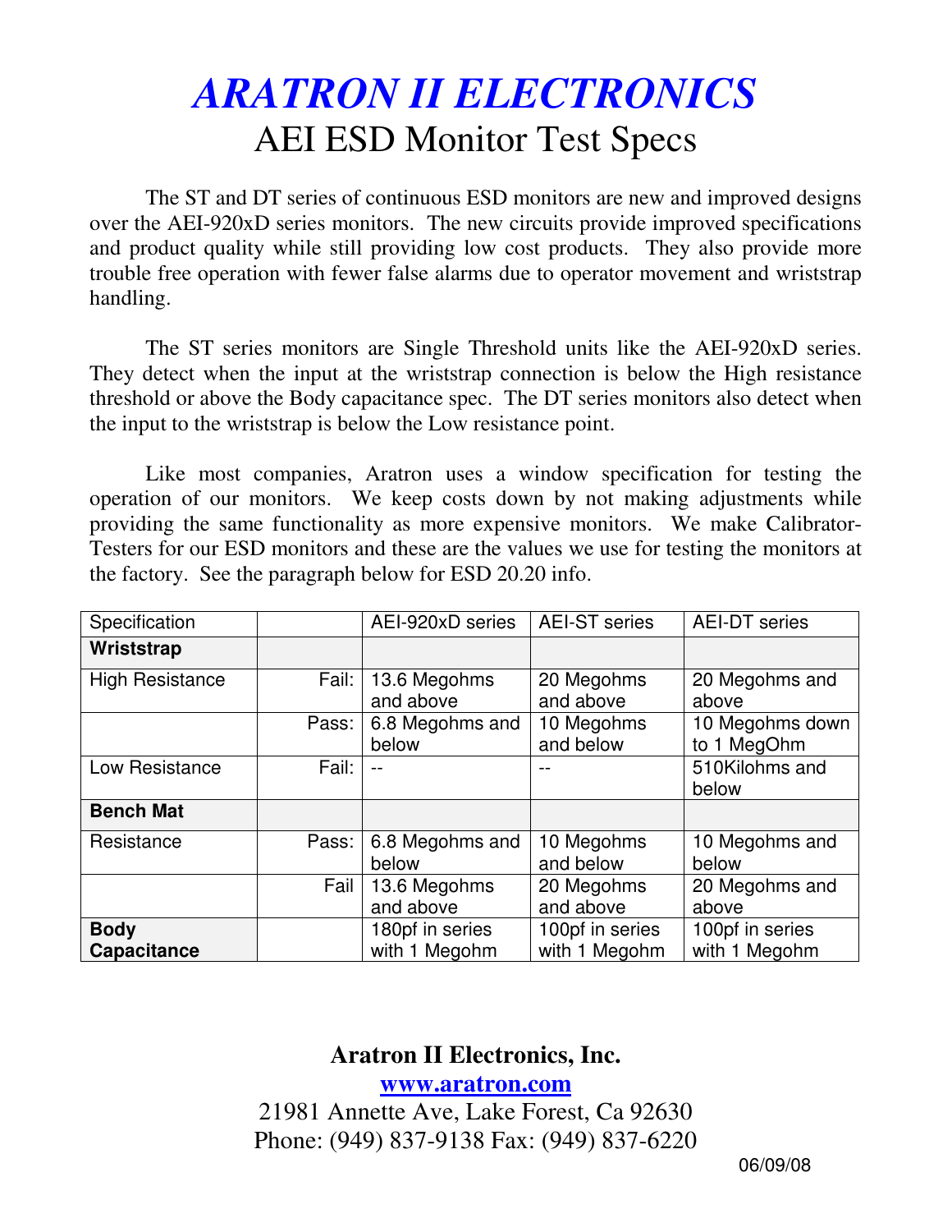# *ARATRON II ELECTRONICS*

## AEI ESD Monitor Test Specs

The ST and DT series of continuous ESD monitors are new and improved designs over the AEI-920xD series monitors. The new circuits provide improved specifications and product quality while still providing low cost products. They also provide more trouble free operation with fewer false alarms due to operator movement and wriststrap handling.

The ST series monitors are Single Threshold units like the AEI-920xD series. They detect when the input at the wriststrap connection is below the High resistance threshold or above the Body capacitance spec. The DT series monitors also detect when the input to the wriststrap is below the Low resistance point.

Like most companies, Aratron uses a window specification for testing the operation of our monitors. We keep costs down by not making adjustments while providing the same functionality as more expensive monitors. We make Calibrator-Testers for our ESD monitors and these are the values we use for testing the monitors at the factory. See the paragraph below for ESD 20.20 info.

| Specification | | AEI-920xD series | AEI-ST series | AEI-DT series |
|---|---|---|---|---|
| **Wriststrap** | | | | |
| High Resistance | Fail: | 13.6 Megohms and above | 20 Megohms and above | 20 Megohms and above |
| | Pass: | 6.8 Megohms and below | 10 Megohms and below | 10 Megohms down to 1 MegOhm |
| Low Resistance | Fail: | -- | -- | 510Kilohms and below |
| **Bench Mat** | | | | |
| Resistance | Pass: | 6.8 Megohms and below | 10 Megohms and below | 10 Megohms and below |
| | Fail | 13.6 Megohms and above | 20 Megohms and above | 20 Megohms and above |
| **Body Capacitance** | | 180pf in series with 1 Megohm | 100pf in series with 1 Megohm | 100pf in series with 1 Megohm |

**Aratron II Electronics, Inc.**

[www.aratron.com](http://www.aratron.com)

21981 Annette Ave, Lake Forest, Ca 92630

Phone: (949) 837-9138 Fax: (949) 837-6220

06/09/08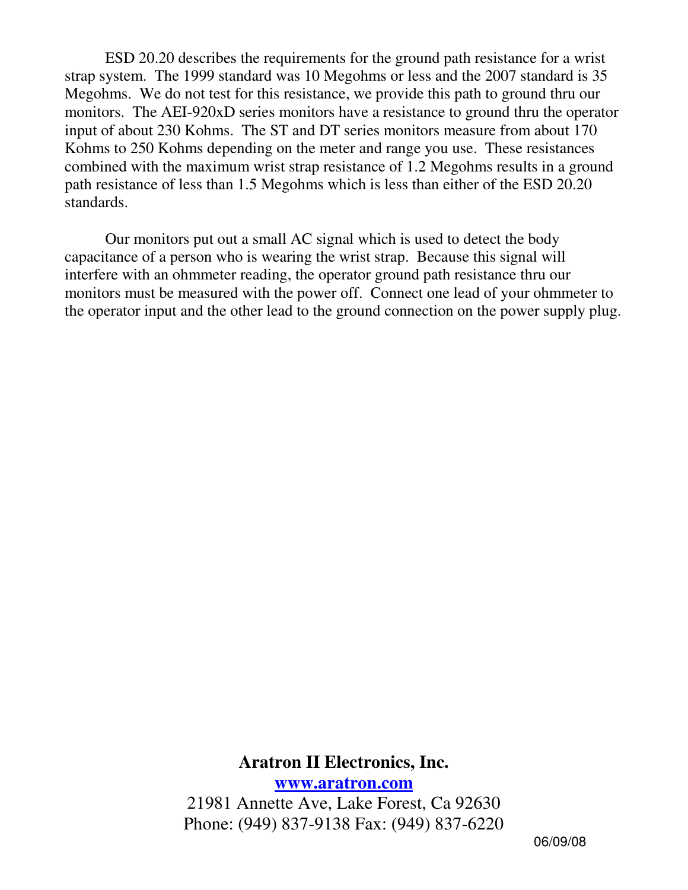ESD 20.20 describes the requirements for the ground path resistance for a wrist strap system. The 1999 standard was 10 Megohms or less and the 2007 standard is 35 Megohms. We do not test for this resistance, we provide this path to ground thru our monitors. The AEI-920xD series monitors have a resistance to ground thru the operator input of about 230 Kohms. The ST and DT series monitors measure from about 170 Kohms to 250 Kohms depending on the meter and range you use. These resistances combined with the maximum wrist strap resistance of 1.2 Megohms results in a ground path resistance of less than 1.5 Megohms which is less than either of the ESD 20.20 standards.

Our monitors put out a small AC signal which is used to detect the body capacitance of a person who is wearing the wrist strap. Because this signal will interfere with an ohmmeter reading, the operator ground path resistance thru our monitors must be measured with the power off. Connect one lead of your ohmmeter to the operator input and the other lead to the ground connection on the power supply plug.

**Aratron II Electronics, Inc.**

[www.aratron.com](http://www.aratron.com)

21981 Annette Ave, Lake Forest, Ca 92630

Phone: (949) 837-9138 Fax: (949) 837-6220

06/09/08